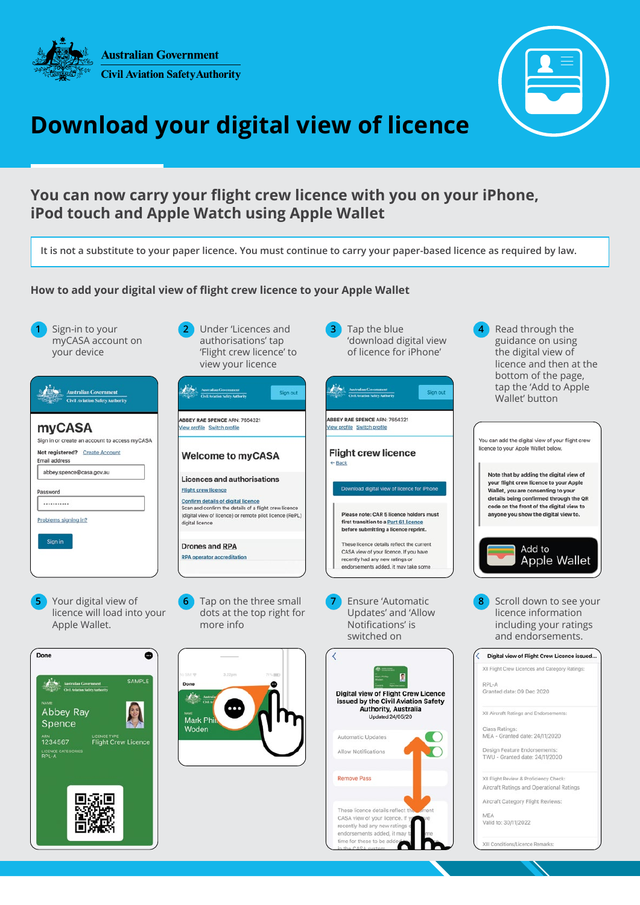Australian Government
Civil Aviation Safety Authority

# Download your digital view of licence

## You can now carry your flight crew licence with you on your iPhone, iPod touch and Apple Watch using Apple Wallet

It is not a substitute to your paper licence. You must continue to carry your paper-based licence as required by law.

### How to add your digital view of flight crew licence to your Apple Wallet

1. Sign-in to your myCASA account on your device
2. Under 'Licences and authorisations' tap 'Flight crew licence' to view your licence
3. Tap the blue 'download digital view of licence for iPhone'
4. Read through the guidance on using the digital view of licence and then at the bottom of the page, tap the 'Add to Apple Wallet' button
5. Your digital view of licence will load into your Apple Wallet.
6. Tap on the three small dots at the top right for more info
7. Ensure 'Automatic Updates' and 'Allow Notifications' is switched on
8. Scroll down to see your licence information including your ratings and endorsements.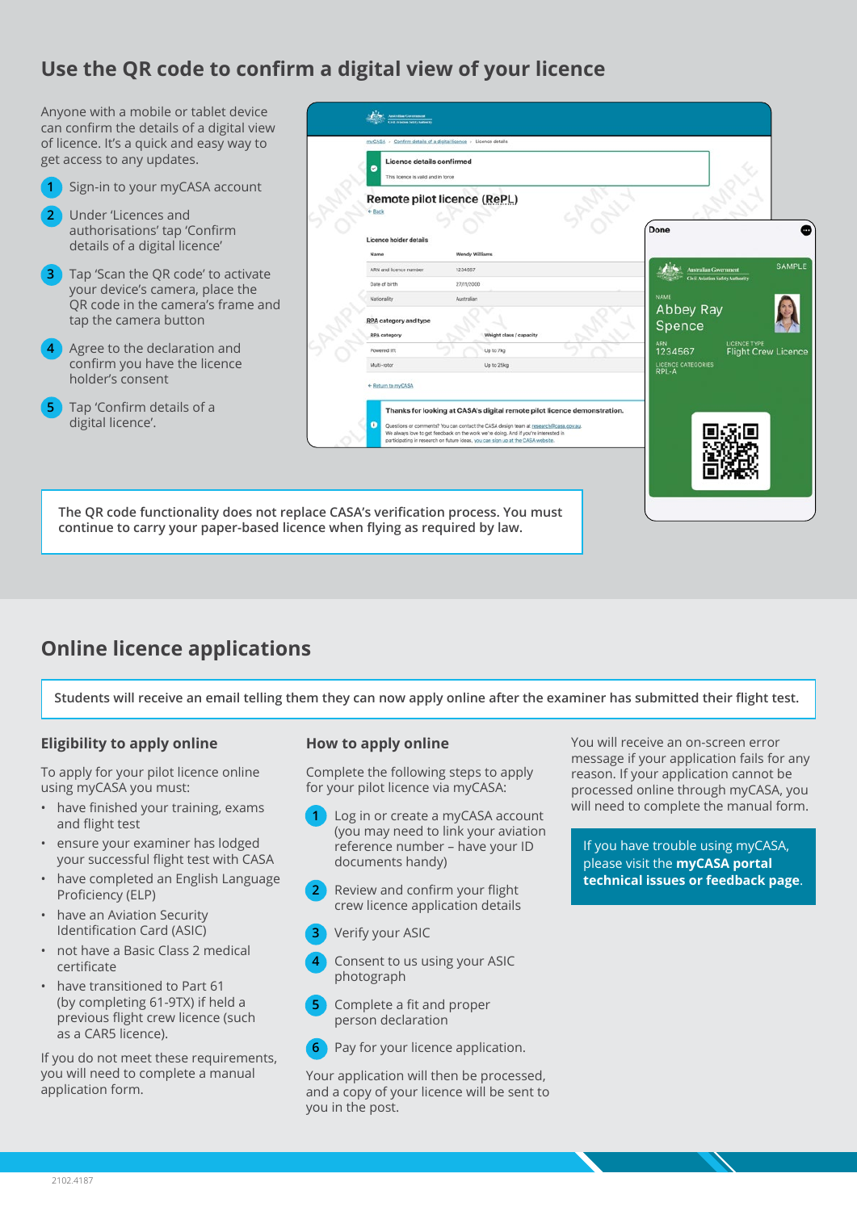## Use the QR code to confirm a digital view of your licence

Anyone with a mobile or tablet device can confirm the details of a digital view of licence. It's a quick and easy way to get access to any updates.

1. Sign-in to your myCASA account
2. Under 'Licences and authorisations' tap 'Confirm details of a digital licence'
3. Tap 'Scan the QR code' to activate your device's camera, place the QR code in the camera's frame and tap the camera button
4. Agree to the declaration and confirm you have the licence holder's consent
5. Tap 'Confirm details of a digital licence'.

The QR code functionality does not replace CASA's verification process. You must continue to carry your paper-based licence when flying as required by law.

## Online licence applications

**Students will receive an email telling them they can now apply online after the examiner has submitted their flight test.**

### Eligibility to apply online

To apply for your pilot licence online using myCASA you must:

- have finished your training, exams and flight test
- ensure your examiner has lodged your successful flight test with CASA
- have completed an English Language Proficiency (ELP)
- have an Aviation Security Identification Card (ASIC)
- not have a Basic Class 2 medical certificate
- have transitioned to Part 61 (by completing 61-9TX) if held a previous flight crew licence (such as a CAR5 licence).

If you do not meet these requirements, you will need to complete a manual application form.

### How to apply online

Complete the following steps to apply for your pilot licence via myCASA:

1. Log in or create a myCASA account (you may need to link your aviation reference number – have your ID documents handy)
2. Review and confirm your flight crew licence application details
3. Verify your ASIC
4. Consent to us using your ASIC photograph
5. Complete a fit and proper person declaration
6. Pay for your licence application.

Your application will then be processed, and a copy of your licence will be sent to you in the post.

You will receive an on-screen error message if your application fails for any reason. If your application cannot be processed online through myCASA, you will need to complete the manual form.

If you have trouble using myCASA, please visit the **myCASA portal technical issues or feedback page**.

2102.4187